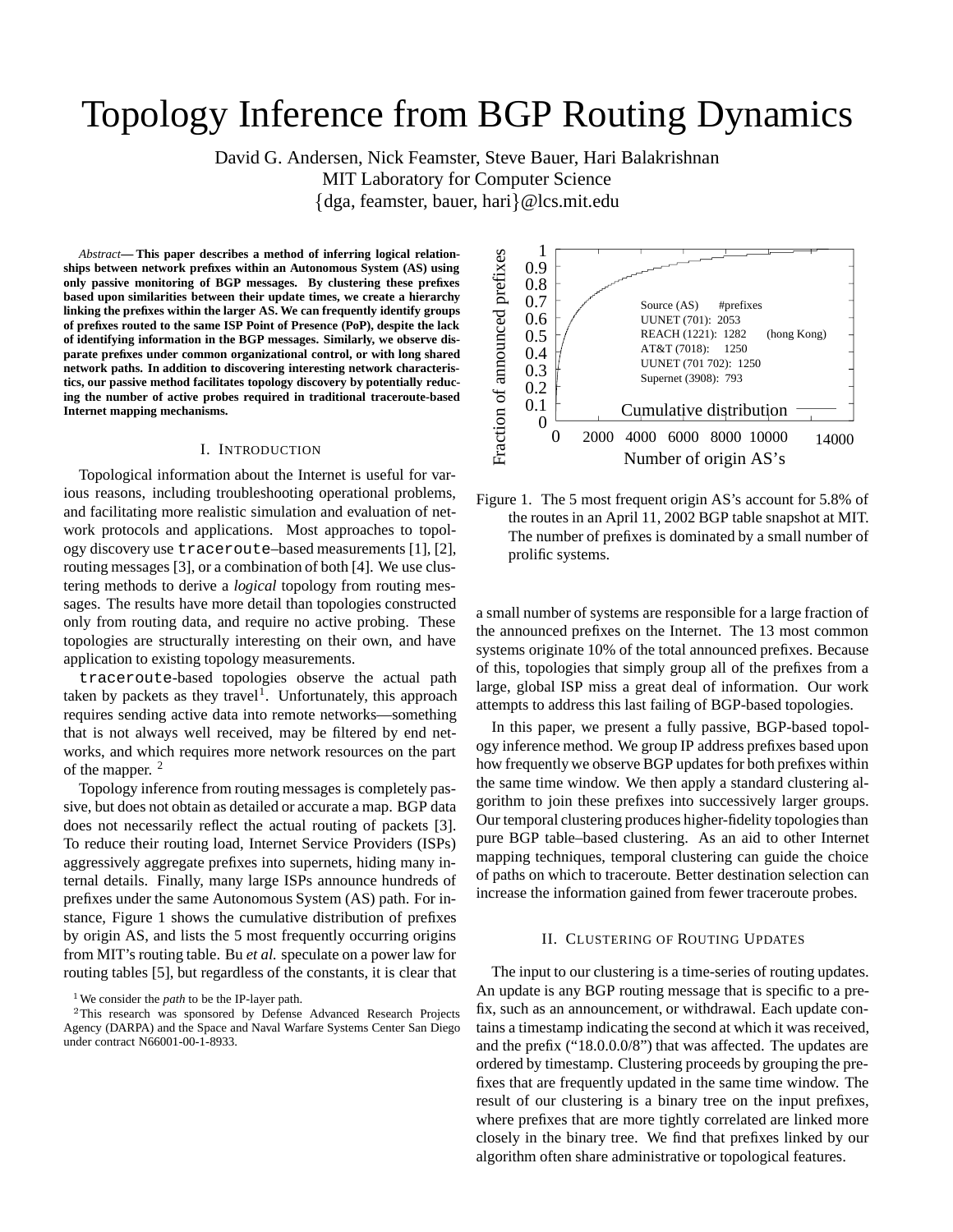# Topology Inference from BGP Routing Dynamics

David G. Andersen, Nick Feamster, Steve Bauer, Hari Balakrishnan
MIT Laboratory for Computer Science
{dga, feamster, bauer, hari}@lcs.mit.edu

*Abstract*— **This paper describes a method of inferring logical relationships between network prefixes within an Autonomous System (AS) using only passive monitoring of BGP messages. By clustering these prefixes based upon similarities between their update times, we create a hierarchy linking the prefixes within the larger AS. We can frequently identify groups of prefixes routed to the same ISP Point of Presence (PoP), despite the lack of identifying information in the BGP messages. Similarly, we observe disparate prefixes under common organizational control, or with long shared network paths. In addition to discovering interesting network characteristics, our passive method facilitates topology discovery by potentially reducing the number of active probes required in traditional traceroute-based Internet mapping mechanisms.**

## I. Introduction

Topological information about the Internet is useful for various reasons, including troubleshooting operational problems, and facilitating more realistic simulation and evaluation of network protocols and applications. Most approaches to topology discovery use `traceroute`–based measurements [1], [2], routing messages [3], or a combination of both [4]. We use clustering methods to derive a *logical* topology from routing messages. The results have more detail than topologies constructed only from routing data, and require no active probing. These topologies are structurally interesting on their own, and have application to existing topology measurements.

`traceroute`-based topologies observe the actual path taken by packets as they travel[1]. Unfortunately, this approach requires sending active data into remote networks—something that is not always well received, may be filtered by end networks, and which requires more network resources on the part of the mapper. [2]

Topology inference from routing messages is completely passive, but does not obtain as detailed or accurate a map. BGP data does not necessarily reflect the actual routing of packets [3]. To reduce their routing load, Internet Service Providers (ISPs) aggressively aggregate prefixes into supernets, hiding many internal details. Finally, many large ISPs announce hundreds of prefixes under the same Autonomous System (AS) path. For instance, Figure 1 shows the cumulative distribution of prefixes by origin AS, and lists the 5 most frequently occurring origins from MIT's routing table. Bu *et al.* speculate on a power law for routing tables [5], but regardless of the constants, it is clear that

[1] We consider the *path* to be the IP-layer path.

[2] This research was sponsored by Defense Advanced Research Projects Agency (DARPA) and the Space and Naval Warfare Systems Center San Diego under contract N66001-00-1-8933.

| Source (AS) | #prefixes |
|---|---|
| UUNET (701) | 2053 |
| REACH (1221) | 1282 (hong Kong) |
| AT&T (7018) | 1250 |
| UUNET (701 702) | 1250 |
| Supernet (3908) | 793 |

Figure 1. The 5 most frequent origin AS's account for 5.8% of the routes in an April 11, 2002 BGP table snapshot at MIT. The number of prefixes is dominated by a small number of prolific systems.

a small number of systems are responsible for a large fraction of the announced prefixes on the Internet. The 13 most common systems originate 10% of the total announced prefixes. Because of this, topologies that simply group all of the prefixes from a large, global ISP miss a great deal of information. Our work attempts to address this last failing of BGP-based topologies.

In this paper, we present a fully passive, BGP-based topology inference method. We group IP address prefixes based upon how frequently we observe BGP updates for both prefixes within the same time window. We then apply a standard clustering algorithm to join these prefixes into successively larger groups. Our temporal clustering produces higher-fidelity topologies than pure BGP table–based clustering. As an aid to other Internet mapping techniques, temporal clustering can guide the choice of paths on which to traceroute. Better destination selection can increase the information gained from fewer traceroute probes.

## II. Clustering of Routing Updates

The input to our clustering is a time-series of routing updates. An update is any BGP routing message that is specific to a prefix, such as an announcement, or withdrawal. Each update contains a timestamp indicating the second at which it was received, and the prefix ("18.0.0.0/8") that was affected. The updates are ordered by timestamp. Clustering proceeds by grouping the prefixes that are frequently updated in the same time window. The result of our clustering is a binary tree on the input prefixes, where prefixes that are more tightly correlated are linked more closely in the binary tree. We find that prefixes linked by our algorithm often share administrative or topological features.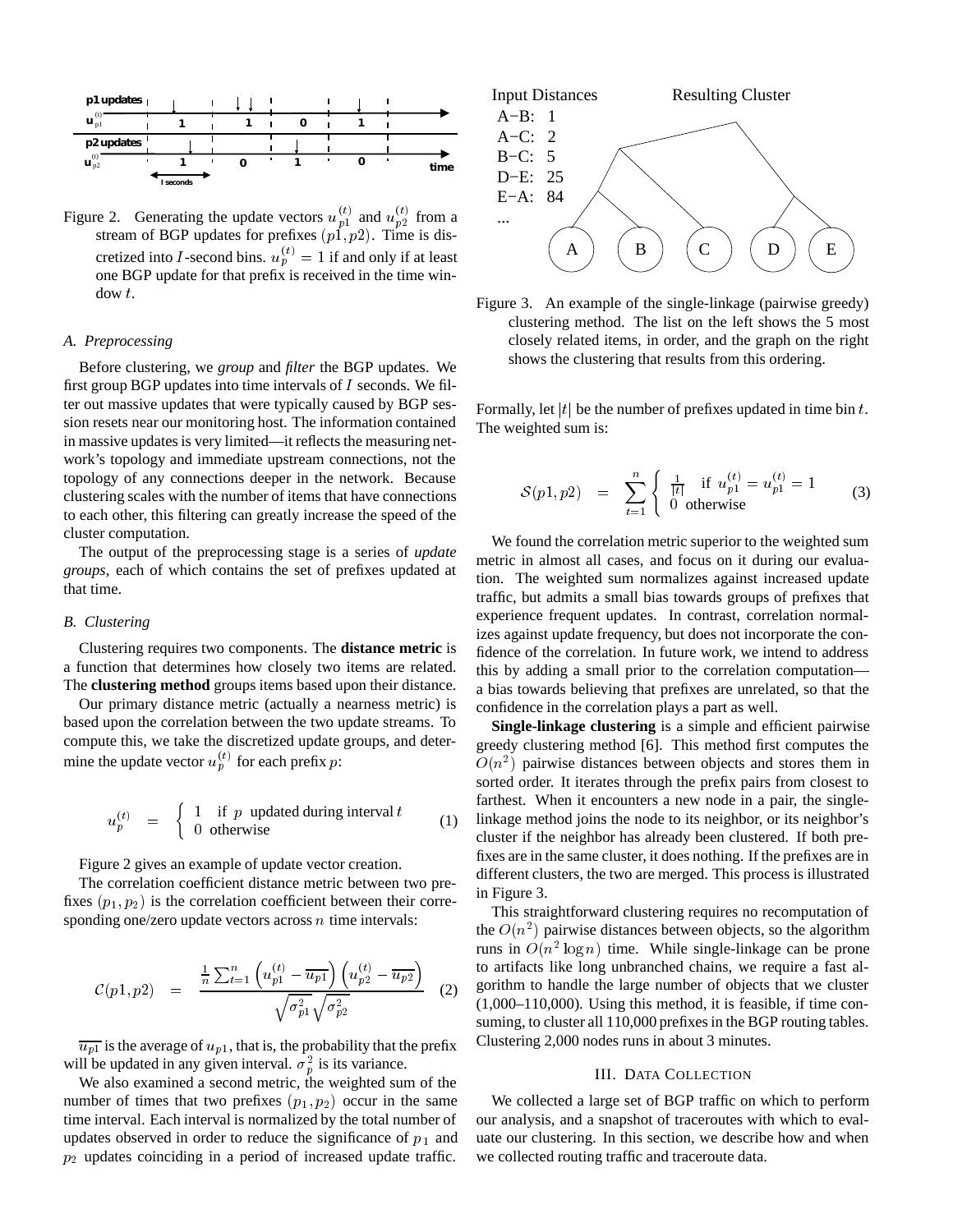Figure 2. Generating the update vectors $u_{p1}^{(t)}$ and $u_{p2}^{(t)}$ from a stream of BGP updates for prefixes $(p1, p2)$. Time is discretized into $I$-second bins. $u_p^{(t)} = 1$ if and only if at least one BGP update for that prefix is received in the time window $t$.

### A. Preprocessing

Before clustering, we *group* and *filter* the BGP updates. We first group BGP updates into time intervals of $I$ seconds. We filter out massive updates that were typically caused by BGP session resets near our monitoring host. The information contained in massive updates is very limited—it reflects the measuring network's topology and immediate upstream connections, not the topology of any connections deeper in the network. Because clustering scales with the number of items that have connections to each other, this filtering can greatly increase the speed of the cluster computation.

The output of the preprocessing stage is a series of *update groups*, each of which contains the set of prefixes updated at that time.

### B. Clustering

Clustering requires two components. The **distance metric** is a function that determines how closely two items are related. The **clustering method** groups items based upon their distance.

Our primary distance metric (actually a nearness metric) is based upon the correlation between the two update streams. To compute this, we take the discretized update groups, and determine the update vector $u_p^{(t)}$ for each prefix $p$:

$$u_p^{(t)} = \begin{cases} 1 & \text{if } p \text{ updated during interval } t \\ 0 & \text{otherwise} \end{cases} \quad (1)$$

Figure 2 gives an example of update vector creation.

The correlation coefficient distance metric between two prefixes $(p_1, p_2)$ is the correlation coefficient between their corresponding one/zero update vectors across $n$ time intervals:

$$\mathcal{C}(p1, p2) = \frac{\frac{1}{n}\sum_{t=1}^{n}\left(u_{p1}^{(t)} - \overline{u_{p1}}\right)\left(u_{p2}^{(t)} - \overline{u_{p2}}\right)}{\sqrt{\sigma_{p1}^2}\sqrt{\sigma_{p2}^2}} \quad (2)$$

$\overline{u_{p1}}$ is the average of $u_{p1}$, that is, the probability that the prefix will be updated in any given interval. $\sigma_p^2$ is its variance.

We also examined a second metric, the weighted sum of the number of times that two prefixes $(p_1, p_2)$ occur in the same time interval. Each interval is normalized by the total number of updates observed in order to reduce the significance of $p_1$ and $p_2$ updates coinciding in a period of increased update traffic. Formally, let $|t|$ be the number of prefixes updated in time bin $t$. The weighted sum is:

$$\mathcal{S}(p1, p2) = \sum_{t=1}^{n}\begin{cases} \frac{1}{|t|} & \text{if } u_{p1}^{(t)} = u_{p1}^{(t)} = 1 \\ 0 & \text{otherwise} \end{cases} \quad (3)$$

Input Distances: A–B: 1, A–C: 2, B–C: 5, D–E: 25, E–A: 84, ...

Figure 3. An example of the single-linkage (pairwise greedy) clustering method. The list on the left shows the 5 most closely related items, in order, and the graph on the right shows the clustering that results from this ordering.

We found the correlation metric superior to the weighted sum metric in almost all cases, and focus on it during our evaluation. The weighted sum normalizes against increased update traffic, but admits a small bias towards groups of prefixes that experience frequent updates. In contrast, correlation normalizes against update frequency, but does not incorporate the confidence of the correlation. In future work, we intend to address this by adding a small prior to the correlation computation—a bias towards believing that prefixes are unrelated, so that the confidence in the correlation plays a part as well.

**Single-linkage clustering** is a simple and efficient pairwise greedy clustering method [6]. This method first computes the $O(n^2)$ pairwise distances between objects and stores them in sorted order. It iterates through the prefix pairs from closest to farthest. When it encounters a new node in a pair, the single-linkage method joins the node to its neighbor, or its neighbor's cluster if the neighbor has already been clustered. If both prefixes are in the same cluster, it does nothing. If the prefixes are in different clusters, the two are merged. This process is illustrated in Figure 3.

This straightforward clustering requires no recomputation of the $O(n^2)$ pairwise distances between objects, so the algorithm runs in $O(n^2 \log n)$ time. While single-linkage can be prone to artifacts like long unbranched chains, we require a fast algorithm to handle the large number of objects that we cluster (1,000–110,000). Using this method, it is feasible, if time consuming, to cluster all 110,000 prefixes in the BGP routing tables. Clustering 2,000 nodes runs in about 3 minutes.

## III. Data Collection

We collected a large set of BGP traffic on which to perform our analysis, and a snapshot of traceroutes with which to evaluate our clustering. In this section, we describe how and when we collected routing traffic and traceroute data.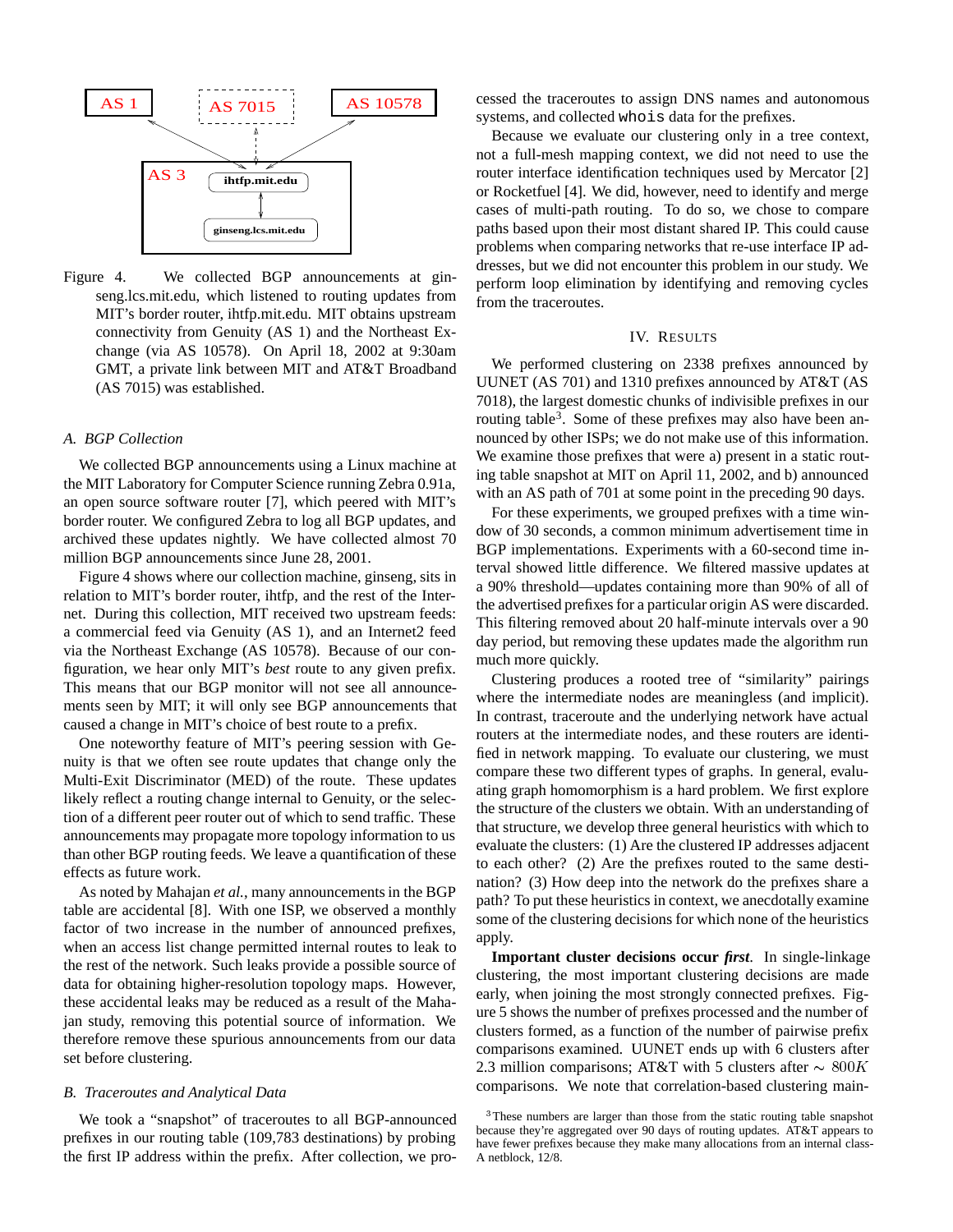Figure 4. We collected BGP announcements at ginseng.lcs.mit.edu, which listened to routing updates from MIT's border router, ihtfp.mit.edu. MIT obtains upstream connectivity from Genuity (AS 1) and the Northeast Exchange (via AS 10578). On April 18, 2002 at 9:30am GMT, a private link between MIT and AT&T Broadband (AS 7015) was established.

### A. BGP Collection

We collected BGP announcements using a Linux machine at the MIT Laboratory for Computer Science running Zebra 0.91a, an open source software router [7], which peered with MIT's border router. We configured Zebra to log all BGP updates, and archived these updates nightly. We have collected almost 70 million BGP announcements since June 28, 2001.

Figure 4 shows where our collection machine, ginseng, sits in relation to MIT's border router, ihtfp, and the rest of the Internet. During this collection, MIT received two upstream feeds: a commercial feed via Genuity (AS 1), and an Internet2 feed via the Northeast Exchange (AS 10578). Because of our configuration, we hear only MIT's *best* route to any given prefix. This means that our BGP monitor will not see all announcements seen by MIT; it will only see BGP announcements that caused a change in MIT's choice of best route to a prefix.

One noteworthy feature of MIT's peering session with Genuity is that we often see route updates that change only the Multi-Exit Discriminator (MED) of the route. These updates likely reflect a routing change internal to Genuity, or the selection of a different peer router out of which to send traffic. These announcements may propagate more topology information to us than other BGP routing feeds. We leave a quantification of these effects as future work.

As noted by Mahajan *et al.*, many announcements in the BGP table are accidental [8]. With one ISP, we observed a monthly factor of two increase in the number of announced prefixes, when an access list change permitted internal routes to leak to the rest of the network. Such leaks provide a possible source of data for obtaining higher-resolution topology maps. However, these accidental leaks may be reduced as a result of the Mahajan study, removing this potential source of information. We therefore remove these spurious announcements from our data set before clustering.

### B. Traceroutes and Analytical Data

We took a "snapshot" of traceroutes to all BGP-announced prefixes in our routing table (109,783 destinations) by probing the first IP address within the prefix. After collection, we processed the traceroutes to assign DNS names and autonomous systems, and collected `whois` data for the prefixes.

Because we evaluate our clustering only in a tree context, not a full-mesh mapping context, we did not need to use the router interface identification techniques used by Mercator [2] or Rocketfuel [4]. We did, however, need to identify and merge cases of multi-path routing. To do so, we chose to compare paths based upon their most distant shared IP. This could cause problems when comparing networks that re-use interface IP addresses, but we did not encounter this problem in our study. We perform loop elimination by identifying and removing cycles from the traceroutes.

## IV. Results

We performed clustering on 2338 prefixes announced by UUNET (AS 701) and 1310 prefixes announced by AT&T (AS 7018), the largest domestic chunks of indivisible prefixes in our routing table[3]. Some of these prefixes may also have been announced by other ISPs; we do not make use of this information. We examine those prefixes that were a) present in a static routing table snapshot at MIT on April 11, 2002, and b) announced with an AS path of 701 at some point in the preceding 90 days.

For these experiments, we grouped prefixes with a time window of 30 seconds, a common minimum advertisement time in BGP implementations. Experiments with a 60-second time interval showed little difference. We filtered massive updates at a 90% threshold—updates containing more than 90% of all of the advertised prefixes for a particular origin AS were discarded. This filtering removed about 20 half-minute intervals over a 90 day period, but removing these updates made the algorithm run much more quickly.

Clustering produces a rooted tree of "similarity" pairings where the intermediate nodes are meaningless (and implicit). In contrast, traceroute and the underlying network have actual routers at the intermediate nodes, and these routers are identified in network mapping. To evaluate our clustering, we must compare these two different types of graphs. In general, evaluating graph homomorphism is a hard problem. We first explore the structure of the clusters we obtain. With an understanding of that structure, we develop three general heuristics with which to evaluate the clusters: (1) Are the clustered IP addresses adjacent to each other? (2) Are the prefixes routed to the same destination? (3) How deep into the network do the prefixes share a path? To put these heuristics in context, we anecdotally examine some of the clustering decisions for which none of the heuristics apply.

**Important cluster decisions occur *first*.** In single-linkage clustering, the most important clustering decisions are made early, when joining the most strongly connected prefixes. Figure 5 shows the number of prefixes processed and the number of clusters formed, as a function of the number of pairwise prefix comparisons examined. UUNET ends up with 6 clusters after 2.3 million comparisons; AT&T with 5 clusters after $\sim 800K$ comparisons. We note that correlation-based clustering main-

[3] These numbers are larger than those from the static routing table snapshot because they're aggregated over 90 days of routing updates. AT&T appears to have fewer prefixes because they make many allocations from an internal class-A netblock, 12/8.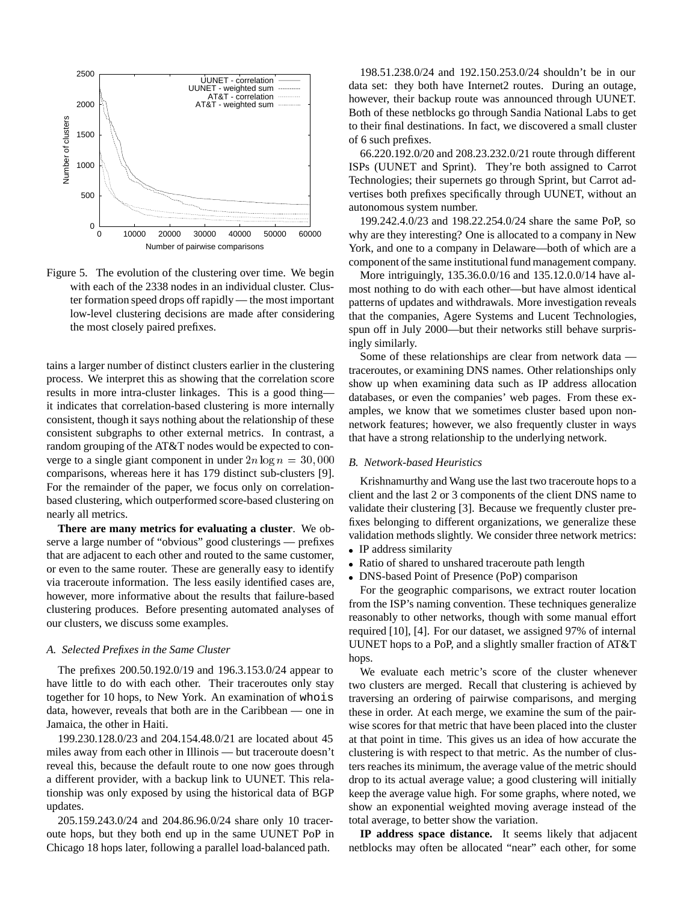Figure 5. The evolution of the clustering over time. We begin with each of the 2338 nodes in an individual cluster. Cluster formation speed drops off rapidly — the most important low-level clustering decisions are made after considering the most closely paired prefixes.

tains a larger number of distinct clusters earlier in the clustering process. We interpret this as showing that the correlation score results in more intra-cluster linkages. This is a good thing—it indicates that correlation-based clustering is more internally consistent, though it says nothing about the relationship of these consistent subgraphs to other external metrics. In contrast, a random grouping of the AT&T nodes would be expected to converge to a single giant component in under $2n \log n = 30,000$ comparisons, whereas here it has 179 distinct sub-clusters [9]. For the remainder of the paper, we focus only on correlation-based clustering, which outperformed score-based clustering on nearly all metrics.

**There are many metrics for evaluating a cluster**. We observe a large number of "obvious" good clusterings — prefixes that are adjacent to each other and routed to the same customer, or even to the same router. These are generally easy to identify via traceroute information. The less easily identified cases are, however, more informative about the results that failure-based clustering produces. Before presenting automated analyses of our clusters, we discuss some examples.

### A. Selected Prefixes in the Same Cluster

The prefixes 200.50.192.0/19 and 196.3.153.0/24 appear to have little to do with each other. Their traceroutes only stay together for 10 hops, to New York. An examination of `whois` data, however, reveals that both are in the Caribbean — one in Jamaica, the other in Haiti.

199.230.128.0/23 and 204.154.48.0/21 are located about 45 miles away from each other in Illinois — but traceroute doesn't reveal this, because the default route to one now goes through a different provider, with a backup link to UUNET. This relationship was only exposed by using the historical data of BGP updates.

205.159.243.0/24 and 204.86.96.0/24 share only 10 traceroute hops, but they both end up in the same UUNET PoP in Chicago 18 hops later, following a parallel load-balanced path.

198.51.238.0/24 and 192.150.253.0/24 shouldn't be in our data set: they both have Internet2 routes. During an outage, however, their backup route was announced through UUNET. Both of these netblocks go through Sandia National Labs to get to their final destinations. In fact, we discovered a small cluster of 6 such prefixes.

66.220.192.0/20 and 208.23.232.0/21 route through different ISPs (UUNET and Sprint). They're both assigned to Carrot Technologies; their supernets go through Sprint, but Carrot advertises both prefixes specifically through UUNET, without an autonomous system number.

199.242.4.0/23 and 198.22.254.0/24 share the same PoP, so why are they interesting? One is allocated to a company in New York, and one to a company in Delaware—both of which are a component of the same institutional fund management company.

More intriguingly, 135.36.0.0/16 and 135.12.0.0/14 have almost nothing to do with each other—but have almost identical patterns of updates and withdrawals. More investigation reveals that the companies, Agere Systems and Lucent Technologies, spun off in July 2000—but their networks still behave surprisingly similarly.

Some of these relationships are clear from network data — traceroutes, or examining DNS names. Other relationships only show up when examining data such as IP address allocation databases, or even the companies' web pages. From these examples, we know that we sometimes cluster based upon non-network features; however, we also frequently cluster in ways that have a strong relationship to the underlying network.

### B. Network-based Heuristics

Krishnamurthy and Wang use the last two traceroute hops to a client and the last 2 or 3 components of the client DNS name to validate their clustering [3]. Because we frequently cluster prefixes belonging to different organizations, we generalize these validation methods slightly. We consider three network metrics:

- IP address similarity
- Ratio of shared to unshared traceroute path length
- DNS-based Point of Presence (PoP) comparison

For the geographic comparisons, we extract router location from the ISP's naming convention. These techniques generalize reasonably to other networks, though with some manual effort required [10], [4]. For our dataset, we assigned 97% of internal UUNET hops to a PoP, and a slightly smaller fraction of AT&T hops.

We evaluate each metric's score of the cluster whenever two clusters are merged. Recall that clustering is achieved by traversing an ordering of pairwise comparisons, and merging these in order. At each merge, we examine the sum of the pairwise scores for that metric that have been placed into the cluster at that point in time. This gives us an idea of how accurate the clustering is with respect to that metric. As the number of clusters reaches its minimum, the average value of the metric should drop to its actual average value; a good clustering will initially keep the average value high. For some graphs, where noted, we show an exponential weighted moving average instead of the total average, to better show the variation.

**IP address space distance.** It seems likely that adjacent netblocks may often be allocated "near" each other, for some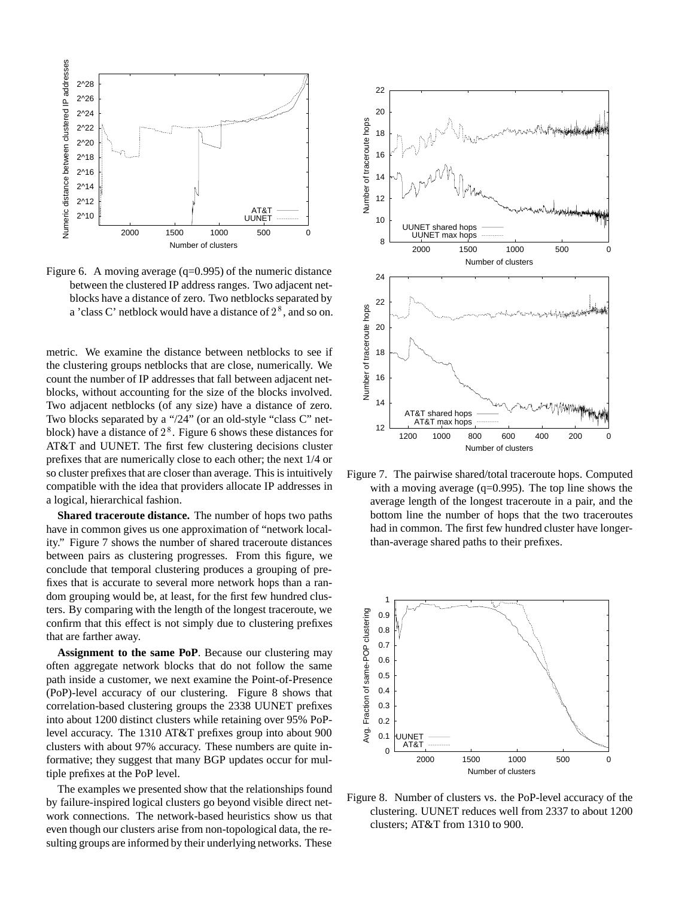Figure 6. A moving average (q=0.995) of the numeric distance between the clustered IP address ranges. Two adjacent netblocks have a distance of zero. Two netblocks separated by a 'class C' netblock would have a distance of $2^8$, and so on.

metric. We examine the distance between netblocks to see if the clustering groups netblocks that are close, numerically. We count the number of IP addresses that fall between adjacent netblocks, without accounting for the size of the blocks involved. Two adjacent netblocks (of any size) have a distance of zero. Two blocks separated by a "/24" (or an old-style "class C" netblock) have a distance of $2^8$. Figure 6 shows these distances for AT&T and UUNET. The first few clustering decisions cluster prefixes that are numerically close to each other; the next 1/4 or so cluster prefixes that are closer than average. This is intuitively compatible with the idea that providers allocate IP addresses in a logical, hierarchical fashion.

**Shared traceroute distance.** The number of hops two paths have in common gives us one approximation of "network locality." Figure 7 shows the number of shared traceroute distances between pairs as clustering progresses. From this figure, we conclude that temporal clustering produces a grouping of prefixes that is accurate to several more network hops than a random grouping would be, at least, for the first few hundred clusters. By comparing with the length of the longest traceroute, we confirm that this effect is not simply due to clustering prefixes that are farther away.

**Assignment to the same PoP**. Because our clustering may often aggregate network blocks that do not follow the same path inside a customer, we next examine the Point-of-Presence (PoP)-level accuracy of our clustering. Figure 8 shows that correlation-based clustering groups the 2338 UUNET prefixes into about 1200 distinct clusters while retaining over 95% PoP-level accuracy. The 1310 AT&T prefixes group into about 900 clusters with about 97% accuracy. These numbers are quite informative; they suggest that many BGP updates occur for multiple prefixes at the PoP level.

The examples we presented show that the relationships found by failure-inspired logical clusters go beyond visible direct network connections. The network-based heuristics show us that even though our clusters arise from non-topological data, the resulting groups are informed by their underlying networks. These

Figure 7. The pairwise shared/total traceroute hops. Computed with a moving average (q=0.995). The top line shows the average length of the longest traceroute in a pair, and the bottom line the number of hops that the two traceroutes had in common. The first few hundred cluster have longer-than-average shared paths to their prefixes.

Figure 8. Number of clusters vs. the PoP-level accuracy of the clustering. UUNET reduces well from 2337 to about 1200 clusters; AT&T from 1310 to 900.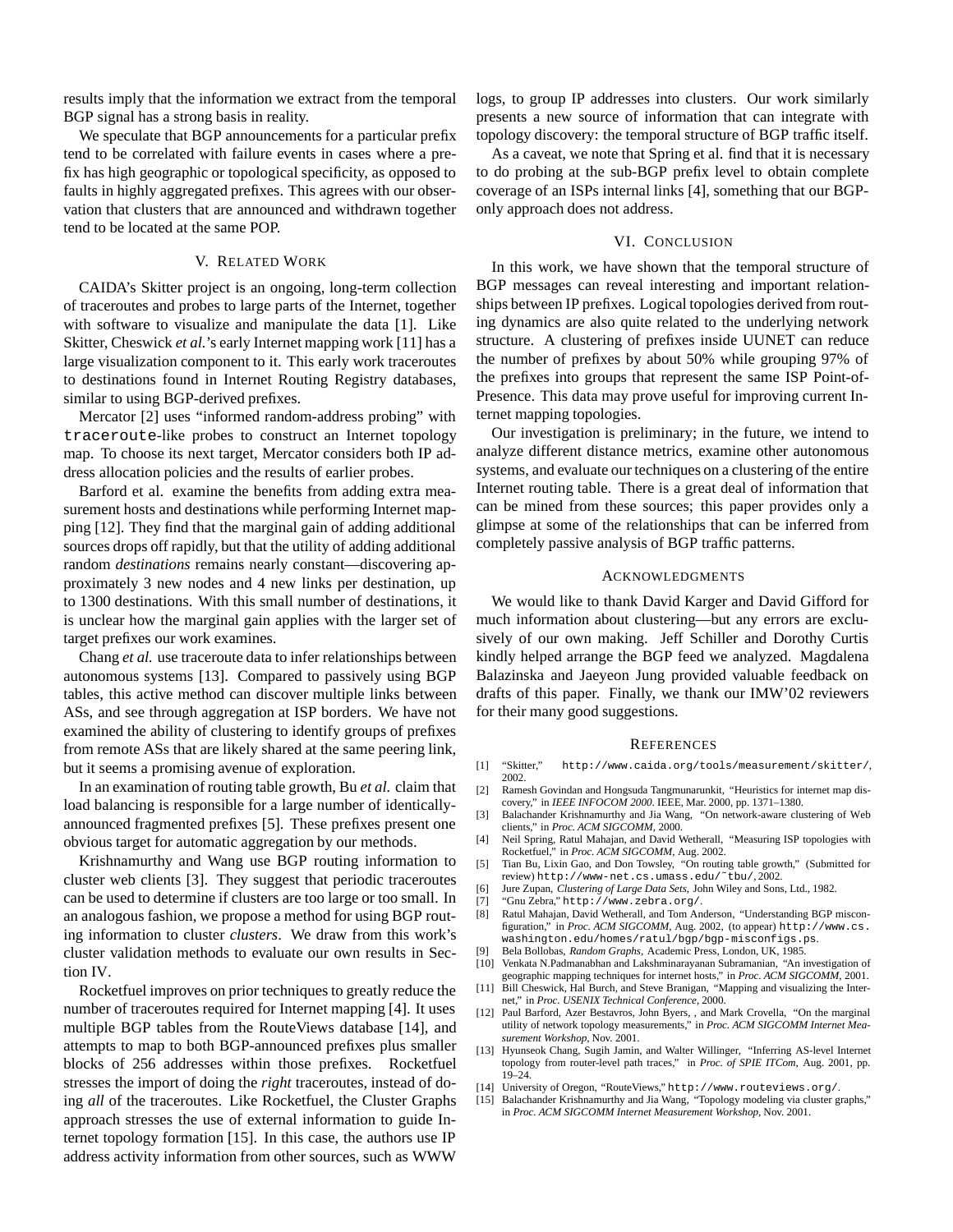results imply that the information we extract from the temporal BGP signal has a strong basis in reality.

We speculate that BGP announcements for a particular prefix tend to be correlated with failure events in cases where a prefix has high geographic or topological specificity, as opposed to faults in highly aggregated prefixes. This agrees with our observation that clusters that are announced and withdrawn together tend to be located at the same POP.

## V. Related Work

CAIDA's Skitter project is an ongoing, long-term collection of traceroutes and probes to large parts of the Internet, together with software to visualize and manipulate the data [1]. Like Skitter, Cheswick *et al.*'s early Internet mapping work [11] has a large visualization component to it. This early work traceroutes to destinations found in Internet Routing Registry databases, similar to using BGP-derived prefixes.

Mercator [2] uses "informed random-address probing" with `traceroute`-like probes to construct an Internet topology map. To choose its next target, Mercator considers both IP address allocation policies and the results of earlier probes.

Barford et al. examine the benefits from adding extra measurement hosts and destinations while performing Internet mapping [12]. They find that the marginal gain of adding additional sources drops off rapidly, but that the utility of adding additional random *destinations* remains nearly constant—discovering approximately 3 new nodes and 4 new links per destination, up to 1300 destinations. With this small number of destinations, it is unclear how the marginal gain applies with the larger set of target prefixes our work examines.

Chang *et al.* use traceroute data to infer relationships between autonomous systems [13]. Compared to passively using BGP tables, this active method can discover multiple links between ASs, and see through aggregation at ISP borders. We have not examined the ability of clustering to identify groups of prefixes from remote ASs that are likely shared at the same peering link, but it seems a promising avenue of exploration.

In an examination of routing table growth, Bu *et al.* claim that load balancing is responsible for a large number of identically-announced fragmented prefixes [5]. These prefixes present one obvious target for automatic aggregation by our methods.

Krishnamurthy and Wang use BGP routing information to cluster web clients [3]. They suggest that periodic traceroutes can be used to determine if clusters are too large or too small. In an analogous fashion, we propose a method for using BGP routing information to cluster *clusters*. We draw from this work's cluster validation methods to evaluate our own results in Section IV.

Rocketfuel improves on prior techniques to greatly reduce the number of traceroutes required for Internet mapping [4]. It uses multiple BGP tables from the RouteViews database [14], and attempts to map to both BGP-announced prefixes plus smaller blocks of 256 addresses within those prefixes. Rocketfuel stresses the import of doing the *right* traceroutes, instead of doing *all* of the traceroutes. Like Rocketfuel, the Cluster Graphs approach stresses the use of external information to guide Internet topology formation [15]. In this case, the authors use IP address activity information from other sources, such as WWW logs, to group IP addresses into clusters. Our work similarly presents a new source of information that can integrate with topology discovery: the temporal structure of BGP traffic itself.

As a caveat, we note that Spring et al. find that it is necessary to do probing at the sub-BGP prefix level to obtain complete coverage of an ISPs internal links [4], something that our BGP-only approach does not address.

## VI. Conclusion

In this work, we have shown that the temporal structure of BGP messages can reveal interesting and important relationships between IP prefixes. Logical topologies derived from routing dynamics are also quite related to the underlying network structure. A clustering of prefixes inside UUNET can reduce the number of prefixes by about 50% while grouping 97% of the prefixes into groups that represent the same ISP Point-of-Presence. This data may prove useful for improving current Internet mapping topologies.

Our investigation is preliminary; in the future, we intend to analyze different distance metrics, examine other autonomous systems, and evaluate our techniques on a clustering of the entire Internet routing table. There is a great deal of information that can be mined from these sources; this paper provides only a glimpse at some of the relationships that can be inferred from completely passive analysis of BGP traffic patterns.

## Acknowledgments

We would like to thank David Karger and David Gifford for much information about clustering—but any errors are exclusively of our own making. Jeff Schiller and Dorothy Curtis kindly helped arrange the BGP feed we analyzed. Magdalena Balazinska and Jaeyeon Jung provided valuable feedback on drafts of this paper. Finally, we thank our IMW'02 reviewers for their many good suggestions.

## References

[1] "Skitter," `http://www.caida.org/tools/measurement/skitter/`, 2002.

[2] Ramesh Govindan and Hongsuda Tangmunarunkit, "Heuristics for internet map discovery," in *IEEE INFOCOM 2000*. IEEE, Mar. 2000, pp. 1371–1380.

[3] Balachander Krishnamurthy and Jia Wang, "On network-aware clustering of Web clients," in *Proc. ACM SIGCOMM*, 2000.

[4] Neil Spring, Ratul Mahajan, and David Wetherall, "Measuring ISP topologies with Rocketfuel," in *Proc. ACM SIGCOMM*, Aug. 2002.

[5] Tian Bu, Lixin Gao, and Don Towsley, "On routing table growth," (Submitted for review) `http://www-net.cs.umass.edu/~tbu/`, 2002.

[6] Jure Zupan, *Clustering of Large Data Sets*, John Wiley and Sons, Ltd., 1982.

[7] "Gnu Zebra," `http://www.zebra.org/`.

[8] Ratul Mahajan, David Wetherall, and Tom Anderson, "Understanding BGP misconfiguration," in *Proc. ACM SIGCOMM*, Aug. 2002, (to appear) `http://www.cs.washington.edu/homes/ratul/bgp/bgp-misconfigs.ps`.

[9] Bela Bollobas, *Random Graphs*, Academic Press, London, UK, 1985.

[10] Venkata N.Padmanabhan and Lakshminarayanan Subramanian, "An investigation of geographic mapping techniques for internet hosts," in *Proc. ACM SIGCOMM*, 2001.

[11] Bill Cheswick, Hal Burch, and Steve Branigan, "Mapping and visualizing the Internet," in *Proc. USENIX Technical Conference*, 2000.

[12] Paul Barford, Azer Bestavros, John Byers, , and Mark Crovella, "On the marginal utility of network topology measurements," in *Proc. ACM SIGCOMM Internet Measurement Workshop*, Nov. 2001.

[13] Hyunseok Chang, Sugih Jamin, and Walter Willinger, "Inferring AS-level Internet topology from router-level path traces," in *Proc. of SPIE ITCom*, Aug. 2001, pp. 19–24.

[14] University of Oregon, "RouteViews," `http://www.routeviews.org/`.

[15] Balachander Krishnamurthy and Jia Wang, "Topology modeling via cluster graphs," in *Proc. ACM SIGCOMM Internet Measurement Workshop*, Nov. 2001.